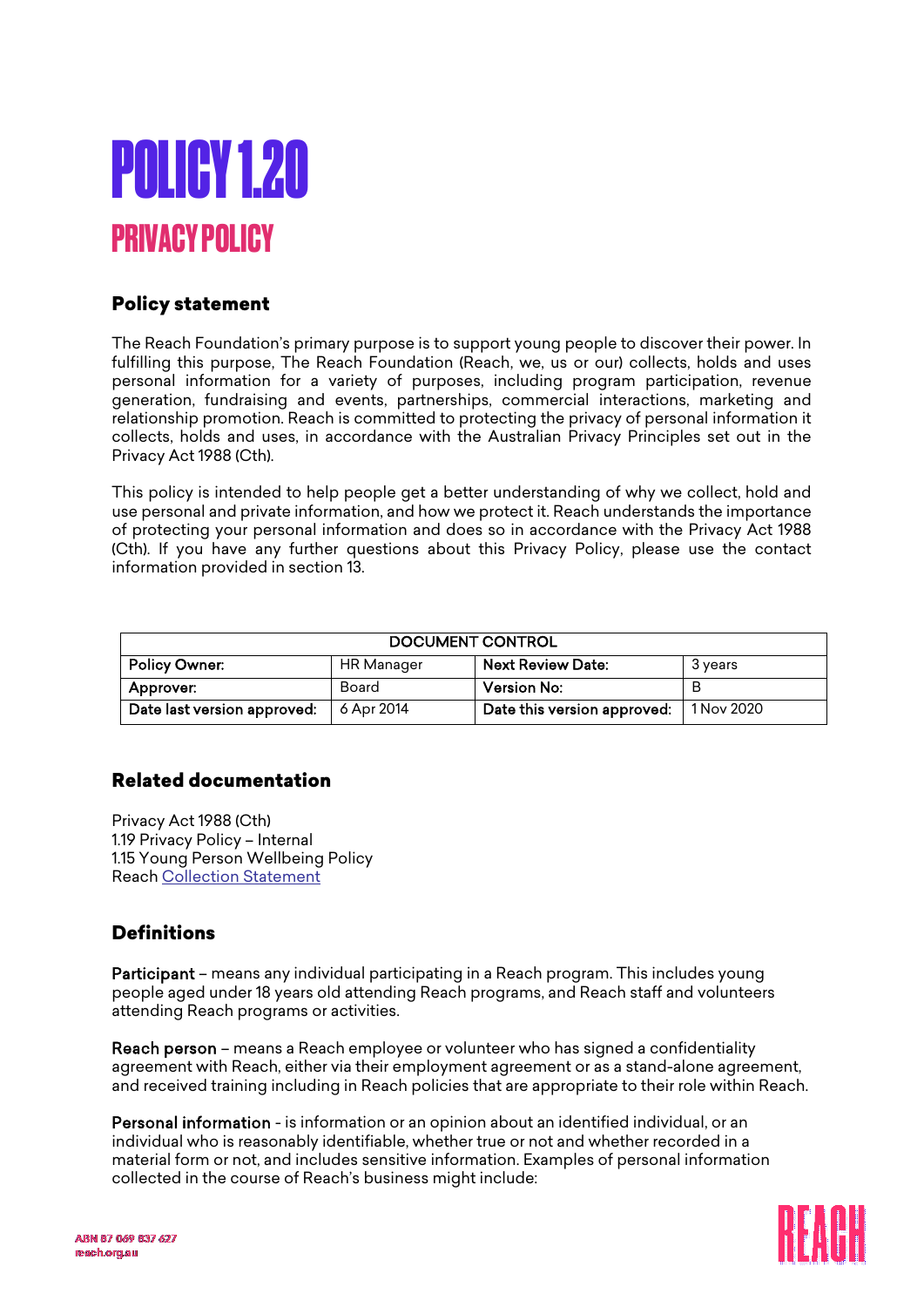# POLICY 1.20

## PRIVACY POLICY

### Policy statement

The Reach Foundation's primary purpose is to support young people to discover their power. In fulfilling this purpose, The Reach Foundation (Reach, we, us or our) collects, holds and uses personal information for a variety of purposes, including program participation, revenue generation, fundraising and events, partnerships, commercial interactions, marketing and relationship promotion. Reach is committed to protecting the privacy of personal information it collects, holds and uses, in accordance with the Australian Privacy Principles set out in the Privacy Act 1988 (Cth).

This policy is intended to help people get a better understanding of why we collect, hold and use personal and private information, and how we protect it. Reach understands the importance of protecting your personal information and does so in accordance with the Privacy Act 1988 (Cth). If you have any further questions about this Privacy Policy, please use the contact information provided in section 13.

| DOCUMENT CONTROL | | | |
|---|---|---|---|
| **Policy Owner:** | HR Manager | **Next Review Date:** | 3 years |
| **Approver:** | Board | **Version No:** | B |
| **Date last version approved:** | 6 Apr 2014 | **Date this version approved:** | 1 Nov 2020 |

### Related documentation

Privacy Act 1988 (Cth)
1.19 Privacy Policy – Internal
1.15 Young Person Wellbeing Policy
Reach Collection Statement

### Definitions

**Participant** – means any individual participating in a Reach program. This includes young people aged under 18 years old attending Reach programs, and Reach staff and volunteers attending Reach programs or activities.

**Reach person** – means a Reach employee or volunteer who has signed a confidentiality agreement with Reach, either via their employment agreement or as a stand-alone agreement, and received training including in Reach policies that are appropriate to their role within Reach.

**Personal information** - is information or an opinion about an identified individual, or an individual who is reasonably identifiable, whether true or not and whether recorded in a material form or not, and includes sensitive information. Examples of personal information collected in the course of Reach's business might include: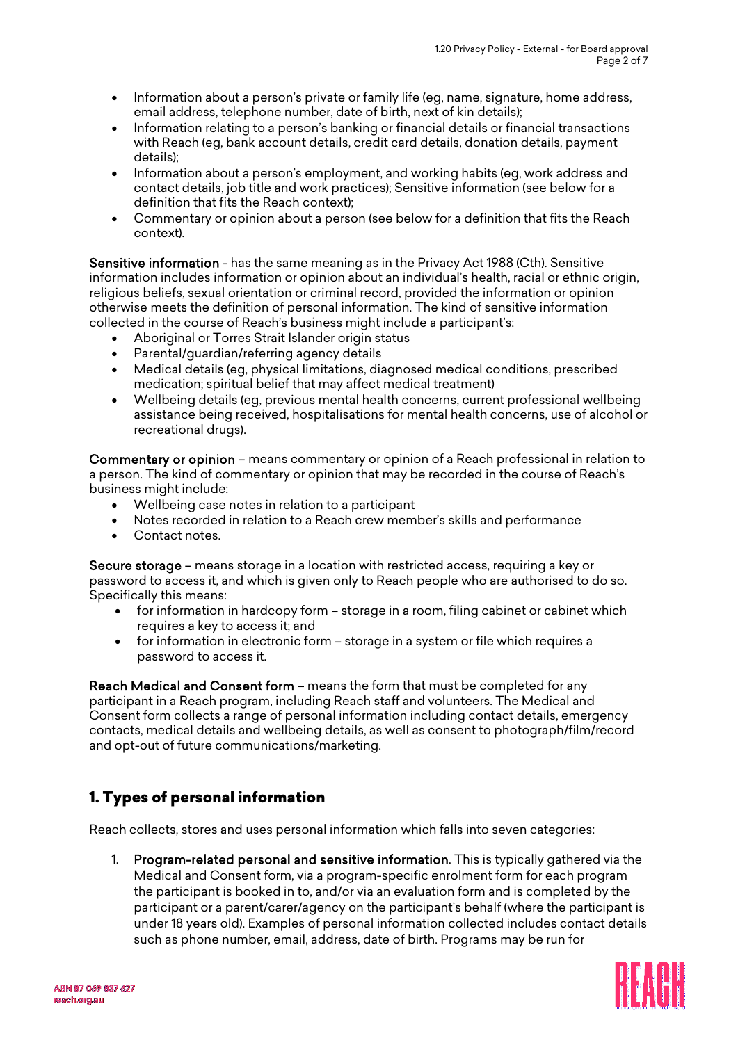- Information about a person's private or family life (eg, name, signature, home address, email address, telephone number, date of birth, next of kin details);
- Information relating to a person's banking or financial details or financial transactions with Reach (eg, bank account details, credit card details, donation details, payment details);
- Information about a person's employment, and working habits (eg, work address and contact details, job title and work practices); Sensitive information (see below for a definition that fits the Reach context);
- Commentary or opinion about a person (see below for a definition that fits the Reach context).

Sensitive information - has the same meaning as in the Privacy Act 1988 (Cth). Sensitive information includes information or opinion about an individual's health, racial or ethnic origin, religious beliefs, sexual orientation or criminal record, provided the information or opinion otherwise meets the definition of personal information. The kind of sensitive information collected in the course of Reach's business might include a participant's:

- Aboriginal or Torres Strait Islander origin status
- Parental/guardian/referring agency details
- Medical details (eg, physical limitations, diagnosed medical conditions, prescribed medication; spiritual belief that may affect medical treatment)
- Wellbeing details (eg, previous mental health concerns, current professional wellbeing assistance being received, hospitalisations for mental health concerns, use of alcohol or recreational drugs).

Commentary or opinion – means commentary or opinion of a Reach professional in relation to a person. The kind of commentary or opinion that may be recorded in the course of Reach's business might include:

- Wellbeing case notes in relation to a participant
- Notes recorded in relation to a Reach crew member's skills and performance
- Contact notes.

Secure storage – means storage in a location with restricted access, requiring a key or password to access it, and which is given only to Reach people who are authorised to do so. Specifically this means:

- for information in hardcopy form – storage in a room, filing cabinet or cabinet which requires a key to access it; and
- for information in electronic form – storage in a system or file which requires a password to access it.

Reach Medical and Consent form – means the form that must be completed for any participant in a Reach program, including Reach staff and volunteers. The Medical and Consent form collects a range of personal information including contact details, emergency contacts, medical details and wellbeing details, as well as consent to photograph/film/record and opt-out of future communications/marketing.

## 1. Types of personal information

Reach collects, stores and uses personal information which falls into seven categories:

1. Program-related personal and sensitive information. This is typically gathered via the Medical and Consent form, via a program-specific enrolment form for each program the participant is booked in to, and/or via an evaluation form and is completed by the participant or a parent/carer/agency on the participant's behalf (where the participant is under 18 years old). Examples of personal information collected includes contact details such as phone number, email, address, date of birth. Programs may be run for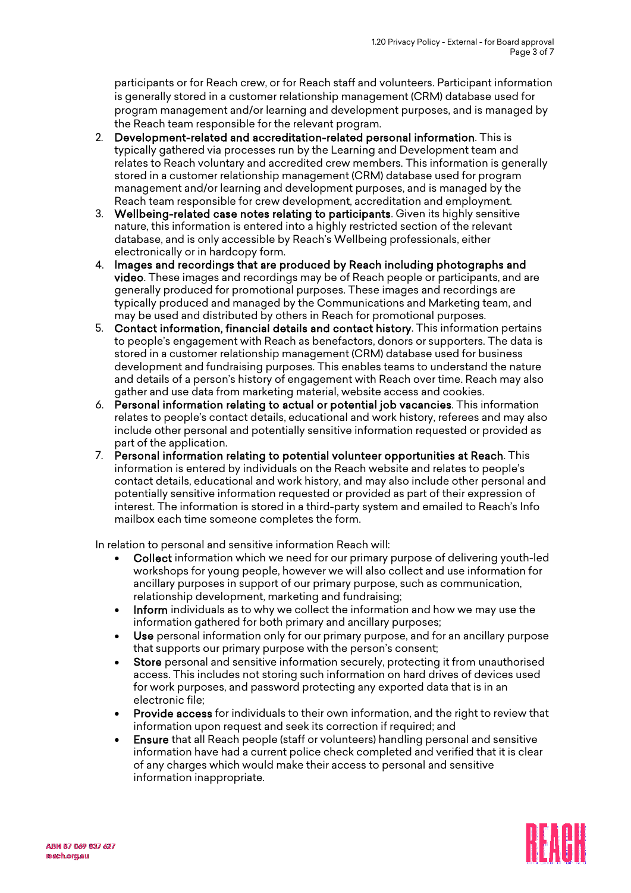participants or for Reach crew, or for Reach staff and volunteers. Participant information is generally stored in a customer relationship management (CRM) database used for program management and/or learning and development purposes, and is managed by the Reach team responsible for the relevant program.

2. **Development-related and accreditation-related personal information**. This is typically gathered via processes run by the Learning and Development team and relates to Reach voluntary and accredited crew members. This information is generally stored in a customer relationship management (CRM) database used for program management and/or learning and development purposes, and is managed by the Reach team responsible for crew development, accreditation and employment.
3. **Wellbeing-related case notes relating to participants**. Given its highly sensitive nature, this information is entered into a highly restricted section of the relevant database, and is only accessible by Reach's Wellbeing professionals, either electronically or in hardcopy form.
4. **Images and recordings that are produced by Reach including photographs and video**. These images and recordings may be of Reach people or participants, and are generally produced for promotional purposes. These images and recordings are typically produced and managed by the Communications and Marketing team, and may be used and distributed by others in Reach for promotional purposes.
5. **Contact information, financial details and contact history**. This information pertains to people's engagement with Reach as benefactors, donors or supporters. The data is stored in a customer relationship management (CRM) database used for business development and fundraising purposes. This enables teams to understand the nature and details of a person's history of engagement with Reach over time. Reach may also gather and use data from marketing material, website access and cookies.
6. **Personal information relating to actual or potential job vacancies**. This information relates to people's contact details, educational and work history, referees and may also include other personal and potentially sensitive information requested or provided as part of the application.
7. **Personal information relating to potential volunteer opportunities at Reach**. This information is entered by individuals on the Reach website and relates to people's contact details, educational and work history, and may also include other personal and potentially sensitive information requested or provided as part of their expression of interest. The information is stored in a third-party system and emailed to Reach's Info mailbox each time someone completes the form.

In relation to personal and sensitive information Reach will:

- **Collect** information which we need for our primary purpose of delivering youth-led workshops for young people, however we will also collect and use information for ancillary purposes in support of our primary purpose, such as communication, relationship development, marketing and fundraising;
- **Inform** individuals as to why we collect the information and how we may use the information gathered for both primary and ancillary purposes;
- **Use** personal information only for our primary purpose, and for an ancillary purpose that supports our primary purpose with the person's consent;
- **Store** personal and sensitive information securely, protecting it from unauthorised access. This includes not storing such information on hard drives of devices used for work purposes, and password protecting any exported data that is in an electronic file;
- **Provide access** for individuals to their own information, and the right to review that information upon request and seek its correction if required; and
- **Ensure** that all Reach people (staff or volunteers) handling personal and sensitive information have had a current police check completed and verified that it is clear of any charges which would make their access to personal and sensitive information inappropriate.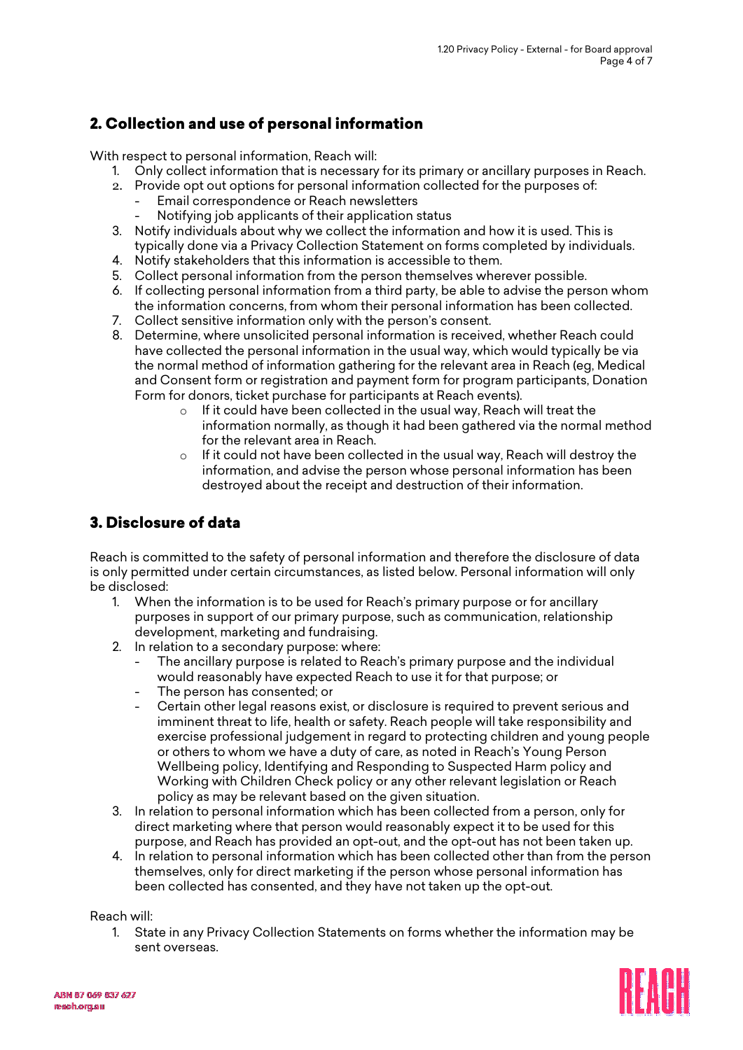## 2. Collection and use of personal information

With respect to personal information, Reach will:

1. Only collect information that is necessary for its primary or ancillary purposes in Reach.
2. Provide opt out options for personal information collected for the purposes of:
   - Email correspondence or Reach newsletters
   - Notifying job applicants of their application status
3. Notify individuals about why we collect the information and how it is used. This is typically done via a Privacy Collection Statement on forms completed by individuals.
4. Notify stakeholders that this information is accessible to them.
5. Collect personal information from the person themselves wherever possible.
6. If collecting personal information from a third party, be able to advise the person whom the information concerns, from whom their personal information has been collected.
7. Collect sensitive information only with the person's consent.
8. Determine, where unsolicited personal information is received, whether Reach could have collected the personal information in the usual way, which would typically be via the normal method of information gathering for the relevant area in Reach (eg, Medical and Consent form or registration and payment form for program participants, Donation Form for donors, ticket purchase for participants at Reach events).
   - If it could have been collected in the usual way, Reach will treat the information normally, as though it had been gathered via the normal method for the relevant area in Reach.
   - If it could not have been collected in the usual way, Reach will destroy the information, and advise the person whose personal information has been destroyed about the receipt and destruction of their information.

## 3. Disclosure of data

Reach is committed to the safety of personal information and therefore the disclosure of data is only permitted under certain circumstances, as listed below. Personal information will only be disclosed:

1. When the information is to be used for Reach's primary purpose or for ancillary purposes in support of our primary purpose, such as communication, relationship development, marketing and fundraising.
2. In relation to a secondary purpose: where:
   - The ancillary purpose is related to Reach's primary purpose and the individual would reasonably have expected Reach to use it for that purpose; or
   - The person has consented; or
   - Certain other legal reasons exist, or disclosure is required to prevent serious and imminent threat to life, health or safety. Reach people will take responsibility and exercise professional judgement in regard to protecting children and young people or others to whom we have a duty of care, as noted in Reach's Young Person Wellbeing policy, Identifying and Responding to Suspected Harm policy and Working with Children Check policy or any other relevant legislation or Reach policy as may be relevant based on the given situation.
3. In relation to personal information which has been collected from a person, only for direct marketing where that person would reasonably expect it to be used for this purpose, and Reach has provided an opt-out, and the opt-out has not been taken up.
4. In relation to personal information which has been collected other than from the person themselves, only for direct marketing if the person whose personal information has been collected has consented, and they have not taken up the opt-out.

Reach will:

1. State in any Privacy Collection Statements on forms whether the information may be sent overseas.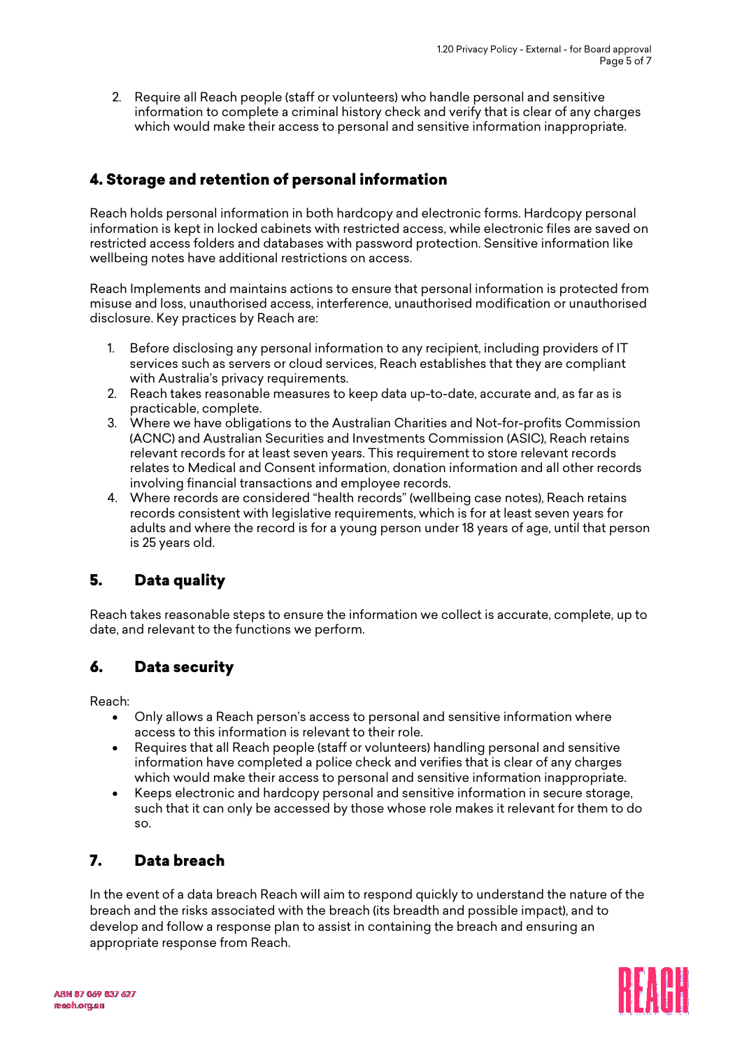2. Require all Reach people (staff or volunteers) who handle personal and sensitive information to complete a criminal history check and verify that is clear of any charges which would make their access to personal and sensitive information inappropriate.

## 4. Storage and retention of personal information

Reach holds personal information in both hardcopy and electronic forms. Hardcopy personal information is kept in locked cabinets with restricted access, while electronic files are saved on restricted access folders and databases with password protection. Sensitive information like wellbeing notes have additional restrictions on access.

Reach Implements and maintains actions to ensure that personal information is protected from misuse and loss, unauthorised access, interference, unauthorised modification or unauthorised disclosure. Key practices by Reach are:

1. Before disclosing any personal information to any recipient, including providers of IT services such as servers or cloud services, Reach establishes that they are compliant with Australia's privacy requirements.
2. Reach takes reasonable measures to keep data up-to-date, accurate and, as far as is practicable, complete.
3. Where we have obligations to the Australian Charities and Not-for-profits Commission (ACNC) and Australian Securities and Investments Commission (ASIC), Reach retains relevant records for at least seven years. This requirement to store relevant records relates to Medical and Consent information, donation information and all other records involving financial transactions and employee records.
4. Where records are considered "health records" (wellbeing case notes), Reach retains records consistent with legislative requirements, which is for at least seven years for adults and where the record is for a young person under 18 years of age, until that person is 25 years old.

## 5. Data quality

Reach takes reasonable steps to ensure the information we collect is accurate, complete, up to date, and relevant to the functions we perform.

## 6. Data security

Reach:

- Only allows a Reach person's access to personal and sensitive information where access to this information is relevant to their role.
- Requires that all Reach people (staff or volunteers) handling personal and sensitive information have completed a police check and verifies that is clear of any charges which would make their access to personal and sensitive information inappropriate.
- Keeps electronic and hardcopy personal and sensitive information in secure storage, such that it can only be accessed by those whose role makes it relevant for them to do so.

## 7. Data breach

In the event of a data breach Reach will aim to respond quickly to understand the nature of the breach and the risks associated with the breach (its breadth and possible impact), and to develop and follow a response plan to assist in containing the breach and ensuring an appropriate response from Reach.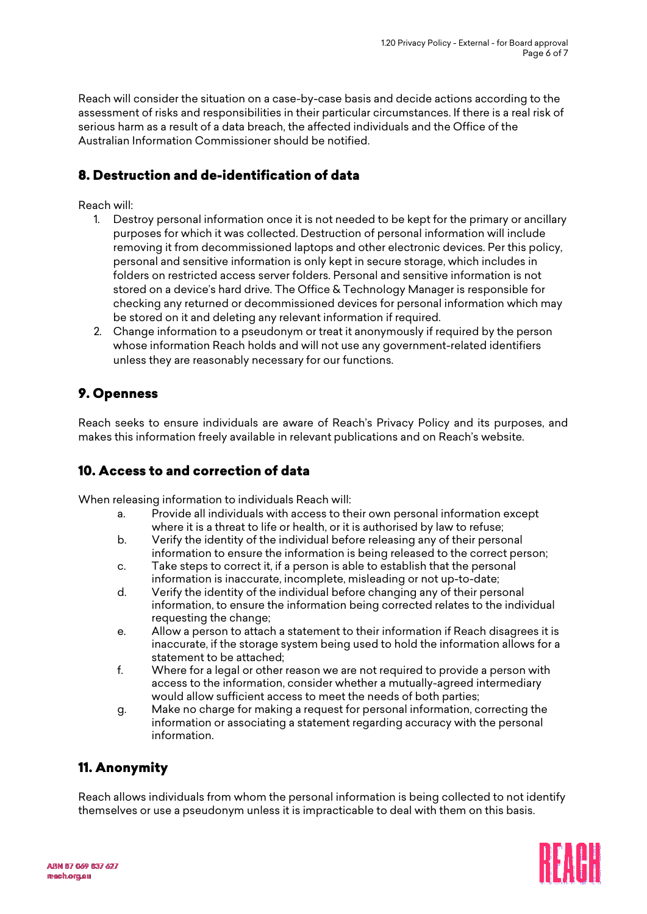Reach will consider the situation on a case-by-case basis and decide actions according to the assessment of risks and responsibilities in their particular circumstances. If there is a real risk of serious harm as a result of a data breach, the affected individuals and the Office of the Australian Information Commissioner should be notified.

## 8. Destruction and de-identification of data

Reach will:

1. Destroy personal information once it is not needed to be kept for the primary or ancillary purposes for which it was collected. Destruction of personal information will include removing it from decommissioned laptops and other electronic devices. Per this policy, personal and sensitive information is only kept in secure storage, which includes in folders on restricted access server folders. Personal and sensitive information is not stored on a device's hard drive. The Office & Technology Manager is responsible for checking any returned or decommissioned devices for personal information which may be stored on it and deleting any relevant information if required.
2. Change information to a pseudonym or treat it anonymously if required by the person whose information Reach holds and will not use any government-related identifiers unless they are reasonably necessary for our functions.

## 9. Openness

Reach seeks to ensure individuals are aware of Reach's Privacy Policy and its purposes, and makes this information freely available in relevant publications and on Reach's website.

## 10. Access to and correction of data

When releasing information to individuals Reach will:

a. Provide all individuals with access to their own personal information except where it is a threat to life or health, or it is authorised by law to refuse;
b. Verify the identity of the individual before releasing any of their personal information to ensure the information is being released to the correct person;
c. Take steps to correct it, if a person is able to establish that the personal information is inaccurate, incomplete, misleading or not up-to-date;
d. Verify the identity of the individual before changing any of their personal information, to ensure the information being corrected relates to the individual requesting the change;
e. Allow a person to attach a statement to their information if Reach disagrees it is inaccurate, if the storage system being used to hold the information allows for a statement to be attached;
f. Where for a legal or other reason we are not required to provide a person with access to the information, consider whether a mutually-agreed intermediary would allow sufficient access to meet the needs of both parties;
g. Make no charge for making a request for personal information, correcting the information or associating a statement regarding accuracy with the personal information.

## 11. Anonymity

Reach allows individuals from whom the personal information is being collected to not identify themselves or use a pseudonym unless it is impracticable to deal with them on this basis.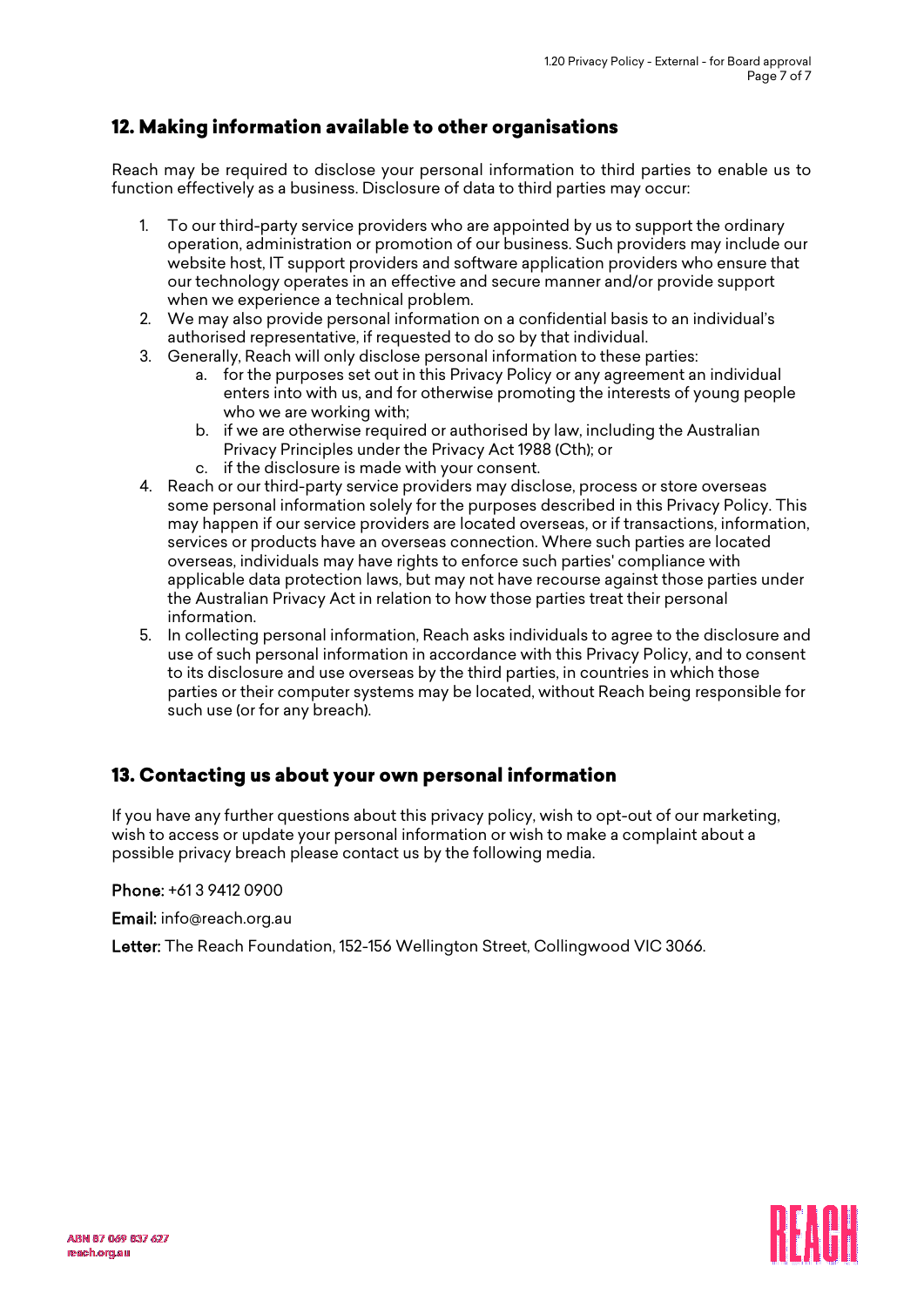## 12. Making information available to other organisations

Reach may be required to disclose your personal information to third parties to enable us to function effectively as a business. Disclosure of data to third parties may occur:

1. To our third-party service providers who are appointed by us to support the ordinary operation, administration or promotion of our business. Such providers may include our website host, IT support providers and software application providers who ensure that our technology operates in an effective and secure manner and/or provide support when we experience a technical problem.
2. We may also provide personal information on a confidential basis to an individual's authorised representative, if requested to do so by that individual.
3. Generally, Reach will only disclose personal information to these parties:
   a. for the purposes set out in this Privacy Policy or any agreement an individual enters into with us, and for otherwise promoting the interests of young people who we are working with;
   b. if we are otherwise required or authorised by law, including the Australian Privacy Principles under the Privacy Act 1988 (Cth); or
   c. if the disclosure is made with your consent.
4. Reach or our third-party service providers may disclose, process or store overseas some personal information solely for the purposes described in this Privacy Policy. This may happen if our service providers are located overseas, or if transactions, information, services or products have an overseas connection. Where such parties are located overseas, individuals may have rights to enforce such parties' compliance with applicable data protection laws, but may not have recourse against those parties under the Australian Privacy Act in relation to how those parties treat their personal information.
5. In collecting personal information, Reach asks individuals to agree to the disclosure and use of such personal information in accordance with this Privacy Policy, and to consent to its disclosure and use overseas by the third parties, in countries in which those parties or their computer systems may be located, without Reach being responsible for such use (or for any breach).

## 13. Contacting us about your own personal information

If you have any further questions about this privacy policy, wish to opt-out of our marketing, wish to access or update your personal information or wish to make a complaint about a possible privacy breach please contact us by the following media.

**Phone:** +61 3 9412 0900

**Email:** info@reach.org.au

**Letter:** The Reach Foundation, 152-156 Wellington Street, Collingwood VIC 3066.